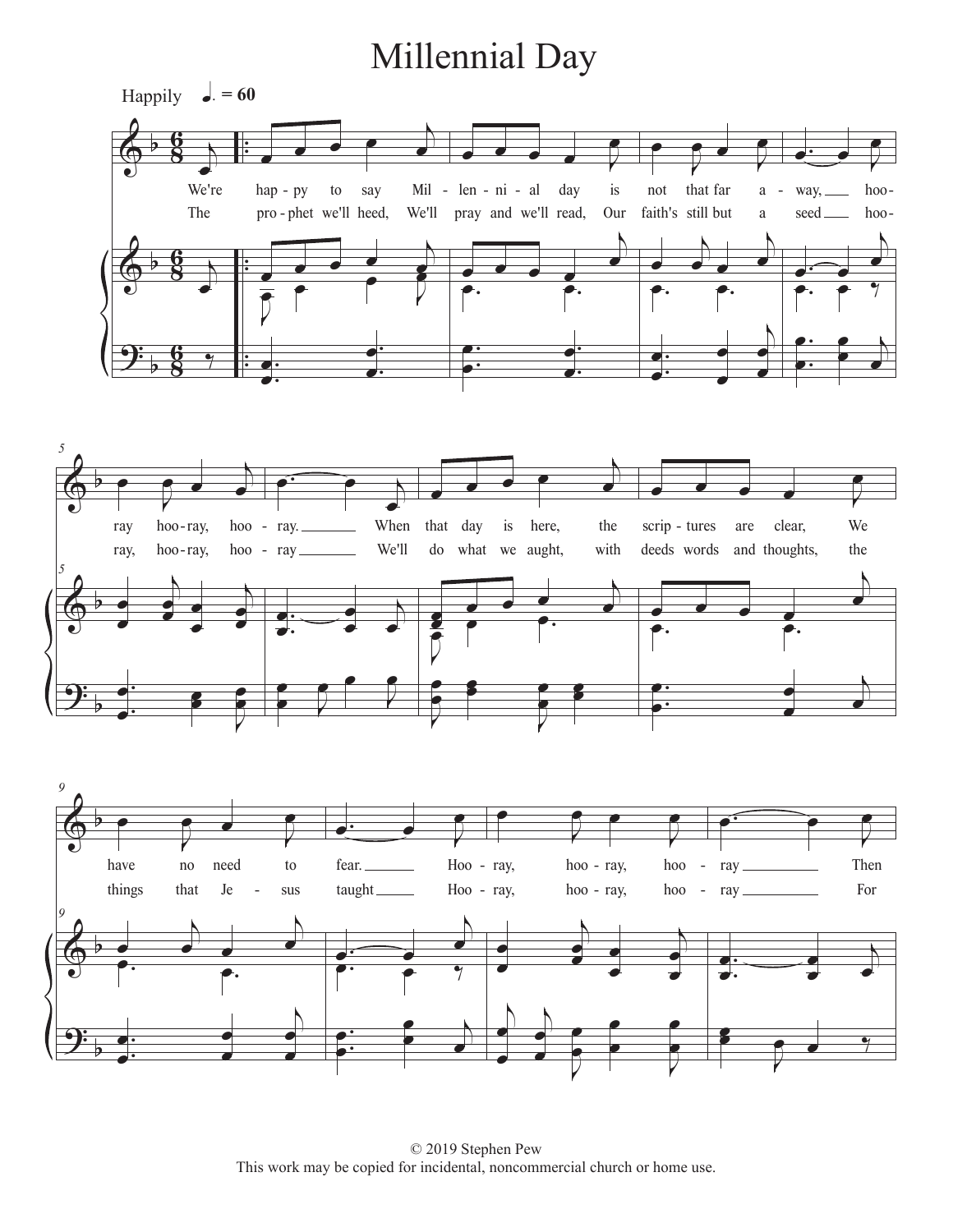# Millennial Day

Happily $♩. = 60$

We're hap - py to say Mil - len - ni - al day is not that far a - way, hoo - ray hoo - ray, hoo - ray. When that day is here, the scrip - tures are clear, We have no need to fear. Hoo - ray, hoo - ray, hoo - ray Then

The pro - phet we'll heed, We'll pray and we'll read, Our faith's still but a seed hoo - ray, hoo - ray, hoo - ray We'll do what we aught, with deeds words and thoughts, the things that Je - sus taught Hoo - ray, hoo - ray, hoo - ray For

© 2019 Stephen Pew
This work may be copied for incidental, noncommercial church or home use.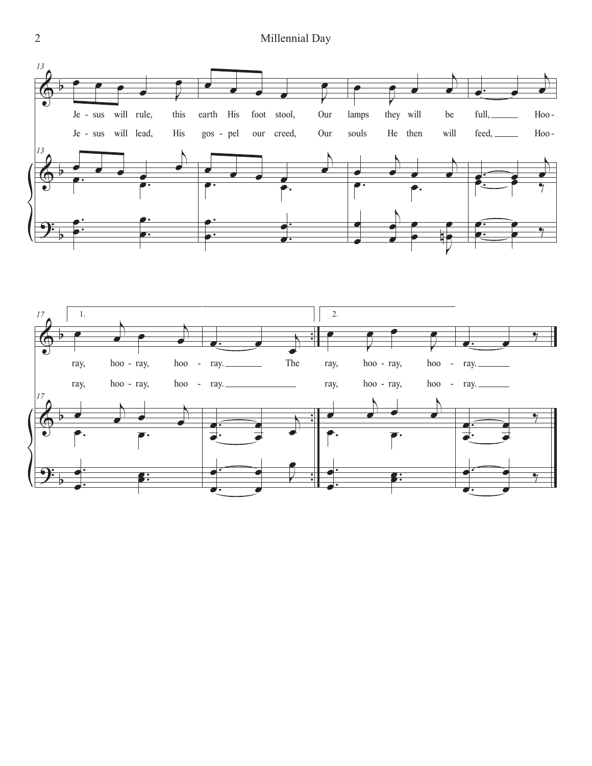Je - sus will rule, this earth His foot stool, Our lamps they will be full, Hoo - ray, hoo - ray, hoo - ray. The ray, hoo - ray, hoo - ray.

Je - sus will lead, His gos - pel our creed, Our souls He then will feed, Hoo - ray, hoo - ray, hoo - ray. ray, hoo - ray, hoo - ray.